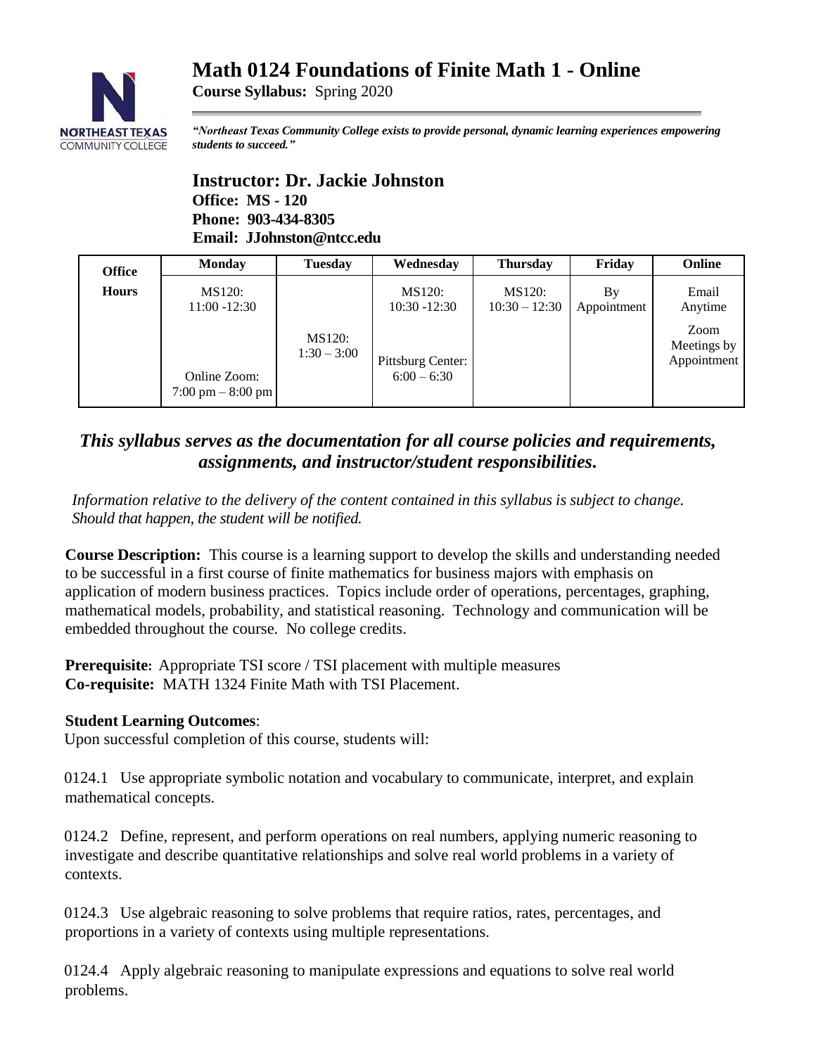# Math 0124 Foundations of Finite Math 1 - Online

**Course Syllabus:** Spring 2020

***"Northeast Texas Community College exists to provide personal, dynamic learning experiences empowering students to succeed."***

## Instructor: Dr. Jackie Johnston

**Office: MS - 120**
**Phone: 903-434-8305**
**Email: JJohnston@ntcc.edu**

| Office Hours | Monday | Tuesday | Wednesday | Thursday | Friday | Online |
|---|---|---|---|---|---|---|
| | MS120: 11:00 -12:30 | | MS120: 10:30 -12:30 | MS120: 10:30 – 12:30 | By Appointment | Email Anytime |
| | Online Zoom: 7:00 pm – 8:00 pm | MS120: 1:30 – 3:00 | Pittsburg Center: 6:00 – 6:30 | | | Zoom Meetings by Appointment |

### *This syllabus serves as the documentation for all course policies and requirements, assignments, and instructor/student responsibilities.*

*Information relative to the delivery of the content contained in this syllabus is subject to change. Should that happen, the student will be notified.*

**Course Description:** This course is a learning support to develop the skills and understanding needed to be successful in a first course of finite mathematics for business majors with emphasis on application of modern business practices. Topics include order of operations, percentages, graphing, mathematical models, probability, and statistical reasoning. Technology and communication will be embedded throughout the course. No college credits.

**Prerequisite:** Appropriate TSI score / TSI placement with multiple measures
**Co-requisite:** MATH 1324 Finite Math with TSI Placement.

**Student Learning Outcomes**:
Upon successful completion of this course, students will:

0124.1 Use appropriate symbolic notation and vocabulary to communicate, interpret, and explain mathematical concepts.

0124.2 Define, represent, and perform operations on real numbers, applying numeric reasoning to investigate and describe quantitative relationships and solve real world problems in a variety of contexts.

0124.3 Use algebraic reasoning to solve problems that require ratios, rates, percentages, and proportions in a variety of contexts using multiple representations.

0124.4 Apply algebraic reasoning to manipulate expressions and equations to solve real world problems.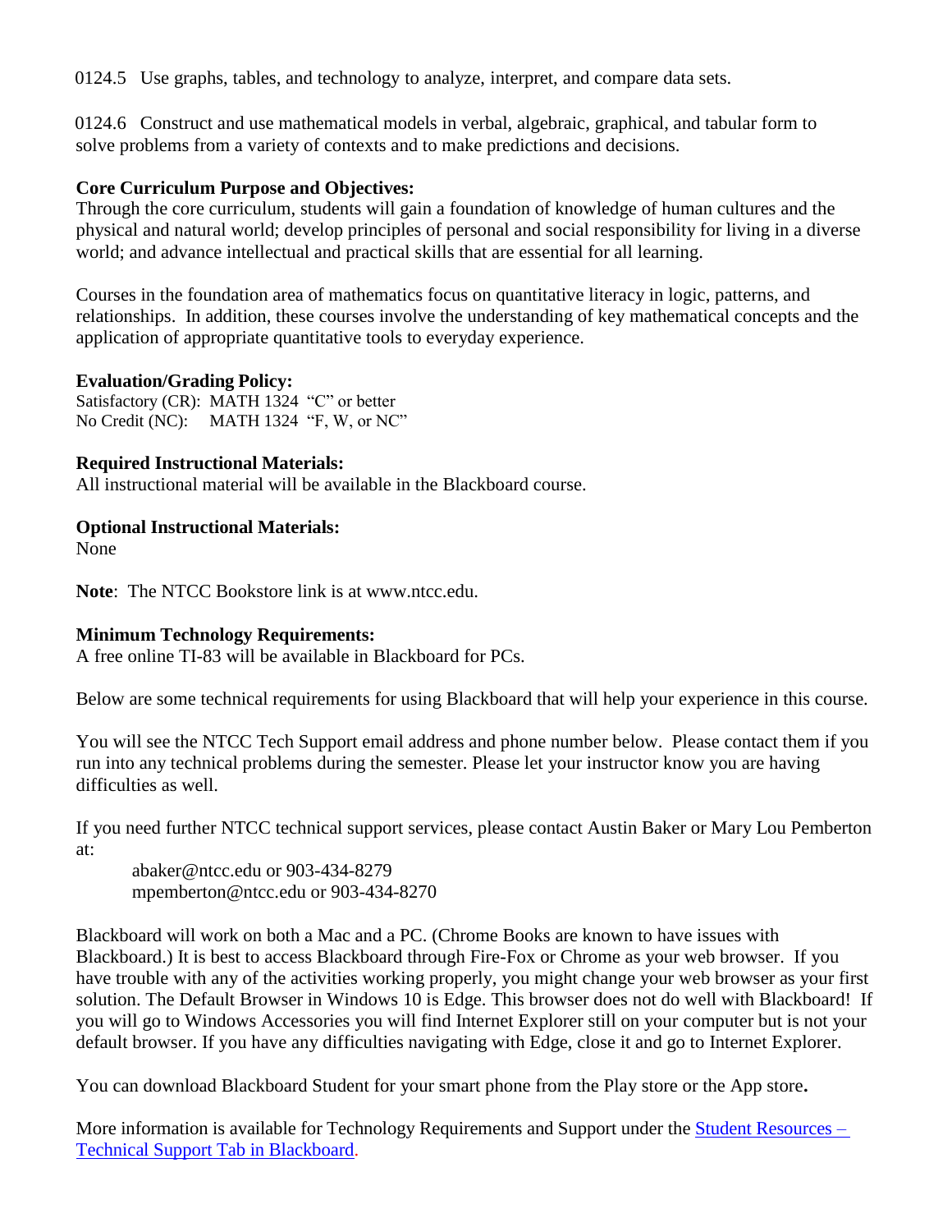0124.5 Use graphs, tables, and technology to analyze, interpret, and compare data sets.

0124.6 Construct and use mathematical models in verbal, algebraic, graphical, and tabular form to solve problems from a variety of contexts and to make predictions and decisions.

**Core Curriculum Purpose and Objectives:**
Through the core curriculum, students will gain a foundation of knowledge of human cultures and the physical and natural world; develop principles of personal and social responsibility for living in a diverse world; and advance intellectual and practical skills that are essential for all learning.

Courses in the foundation area of mathematics focus on quantitative literacy in logic, patterns, and relationships. In addition, these courses involve the understanding of key mathematical concepts and the application of appropriate quantitative tools to everyday experience.

**Evaluation/Grading Policy:**
Satisfactory (CR): MATH 1324 "C" or better
No Credit (NC): MATH 1324 "F, W, or NC"

**Required Instructional Materials:**
All instructional material will be available in the Blackboard course.

**Optional Instructional Materials:**
None

**Note**: The NTCC Bookstore link is at www.ntcc.edu.

**Minimum Technology Requirements:**
A free online TI-83 will be available in Blackboard for PCs.

Below are some technical requirements for using Blackboard that will help your experience in this course.

You will see the NTCC Tech Support email address and phone number below. Please contact them if you run into any technical problems during the semester. Please let your instructor know you are having difficulties as well.

If you need further NTCC technical support services, please contact Austin Baker or Mary Lou Pemberton at:

abaker@ntcc.edu or 903-434-8279
mpemberton@ntcc.edu or 903-434-8270

Blackboard will work on both a Mac and a PC. (Chrome Books are known to have issues with Blackboard.) It is best to access Blackboard through Fire-Fox or Chrome as your web browser. If you have trouble with any of the activities working properly, you might change your web browser as your first solution. The Default Browser in Windows 10 is Edge. This browser does not do well with Blackboard! If you will go to Windows Accessories you will find Internet Explorer still on your computer but is not your default browser. If you have any difficulties navigating with Edge, close it and go to Internet Explorer.

You can download Blackboard Student for your smart phone from the Play store or the App store**.**

More information is available for Technology Requirements and Support under the Student Resources – Technical Support Tab in Blackboard.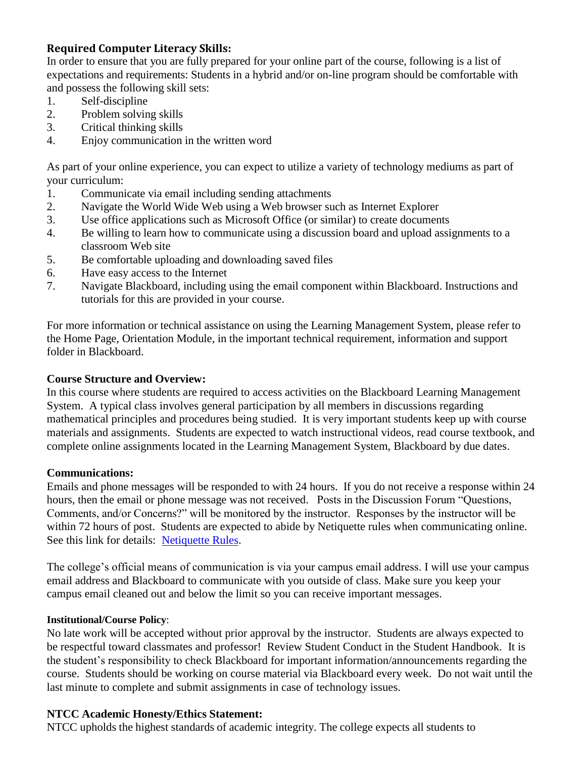### Required Computer Literacy Skills:

In order to ensure that you are fully prepared for your online part of the course, following is a list of expectations and requirements: Students in a hybrid and/or on-line program should be comfortable with and possess the following skill sets:

1. Self-discipline
2. Problem solving skills
3. Critical thinking skills
4. Enjoy communication in the written word

As part of your online experience, you can expect to utilize a variety of technology mediums as part of your curriculum:

1. Communicate via email including sending attachments
2. Navigate the World Wide Web using a Web browser such as Internet Explorer
3. Use office applications such as Microsoft Office (or similar) to create documents
4. Be willing to learn how to communicate using a discussion board and upload assignments to a classroom Web site
5. Be comfortable uploading and downloading saved files
6. Have easy access to the Internet
7. Navigate Blackboard, including using the email component within Blackboard. Instructions and tutorials for this are provided in your course.

For more information or technical assistance on using the Learning Management System, please refer to the Home Page, Orientation Module, in the important technical requirement, information and support folder in Blackboard.

### Course Structure and Overview:

In this course where students are required to access activities on the Blackboard Learning Management System. A typical class involves general participation by all members in discussions regarding mathematical principles and procedures being studied. It is very important students keep up with course materials and assignments. Students are expected to watch instructional videos, read course textbook, and complete online assignments located in the Learning Management System, Blackboard by due dates.

### Communications:

Emails and phone messages will be responded to with 24 hours. If you do not receive a response within 24 hours, then the email or phone message was not received. Posts in the Discussion Forum "Questions, Comments, and/or Concerns?" will be monitored by the instructor. Responses by the instructor will be within 72 hours of post. Students are expected to abide by Netiquette rules when communicating online. See this link for details: [Netiquette Rules](#).

The college's official means of communication is via your campus email address. I will use your campus email address and Blackboard to communicate with you outside of class. Make sure you keep your campus email cleaned out and below the limit so you can receive important messages.

**Institutional/Course Policy**:

No late work will be accepted without prior approval by the instructor. Students are always expected to be respectful toward classmates and professor! Review Student Conduct in the Student Handbook. It is the student's responsibility to check Blackboard for important information/announcements regarding the course. Students should be working on course material via Blackboard every week. Do not wait until the last minute to complete and submit assignments in case of technology issues.

### NTCC Academic Honesty/Ethics Statement:

NTCC upholds the highest standards of academic integrity. The college expects all students to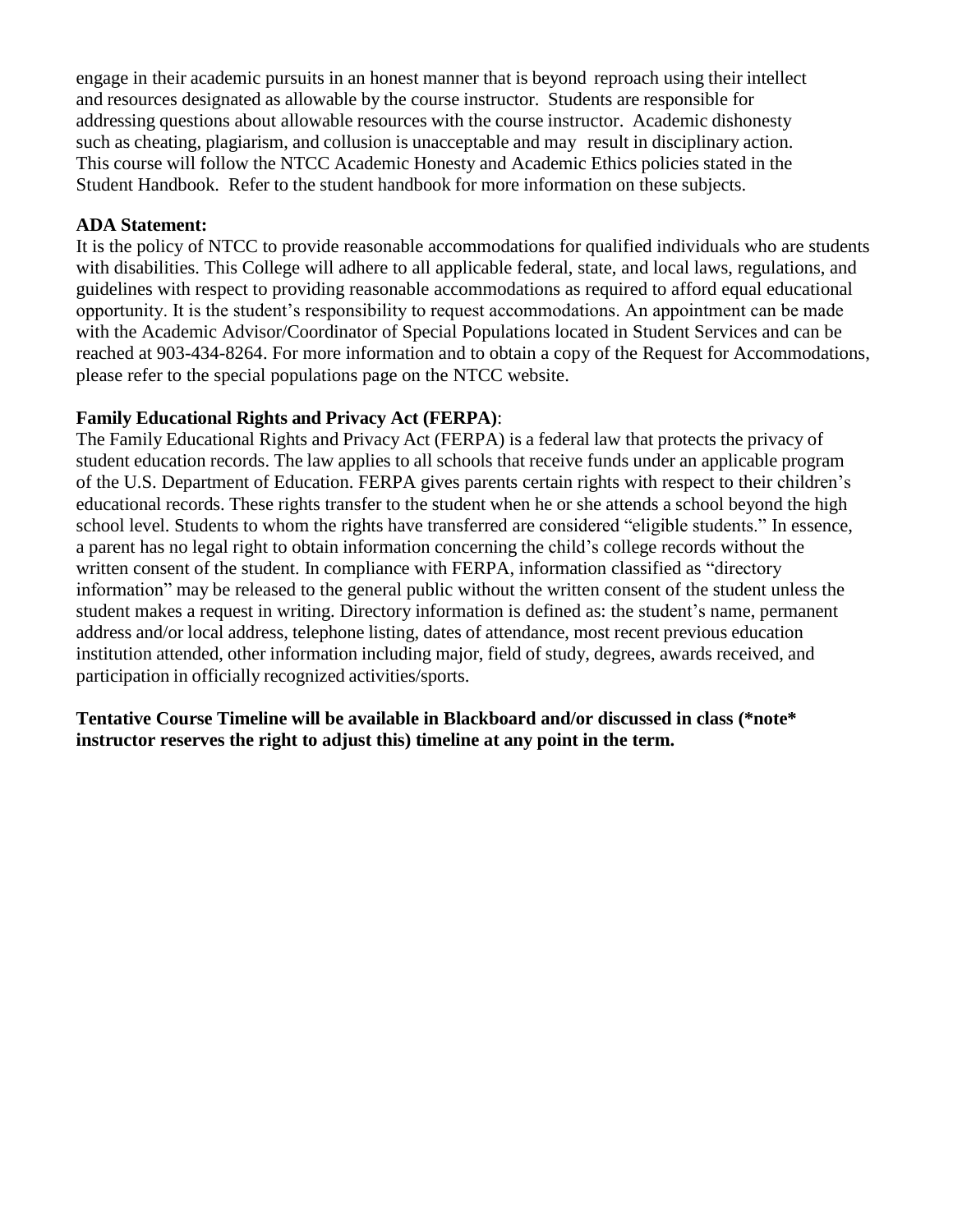engage in their academic pursuits in an honest manner that is beyond reproach using their intellect and resources designated as allowable by the course instructor. Students are responsible for addressing questions about allowable resources with the course instructor. Academic dishonesty such as cheating, plagiarism, and collusion is unacceptable and may result in disciplinary action. This course will follow the NTCC Academic Honesty and Academic Ethics policies stated in the Student Handbook. Refer to the student handbook for more information on these subjects.

**ADA Statement:**

It is the policy of NTCC to provide reasonable accommodations for qualified individuals who are students with disabilities. This College will adhere to all applicable federal, state, and local laws, regulations, and guidelines with respect to providing reasonable accommodations as required to afford equal educational opportunity. It is the student's responsibility to request accommodations. An appointment can be made with the Academic Advisor/Coordinator of Special Populations located in Student Services and can be reached at 903-434-8264. For more information and to obtain a copy of the Request for Accommodations, please refer to the special populations page on the NTCC website.

**Family Educational Rights and Privacy Act (FERPA)**:

The Family Educational Rights and Privacy Act (FERPA) is a federal law that protects the privacy of student education records. The law applies to all schools that receive funds under an applicable program of the U.S. Department of Education. FERPA gives parents certain rights with respect to their children's educational records. These rights transfer to the student when he or she attends a school beyond the high school level. Students to whom the rights have transferred are considered "eligible students." In essence, a parent has no legal right to obtain information concerning the child's college records without the written consent of the student. In compliance with FERPA, information classified as "directory information" may be released to the general public without the written consent of the student unless the student makes a request in writing. Directory information is defined as: the student's name, permanent address and/or local address, telephone listing, dates of attendance, most recent previous education institution attended, other information including major, field of study, degrees, awards received, and participation in officially recognized activities/sports.

**Tentative Course Timeline will be available in Blackboard and/or discussed in class (*note* instructor reserves the right to adjust this) timeline at any point in the term.**